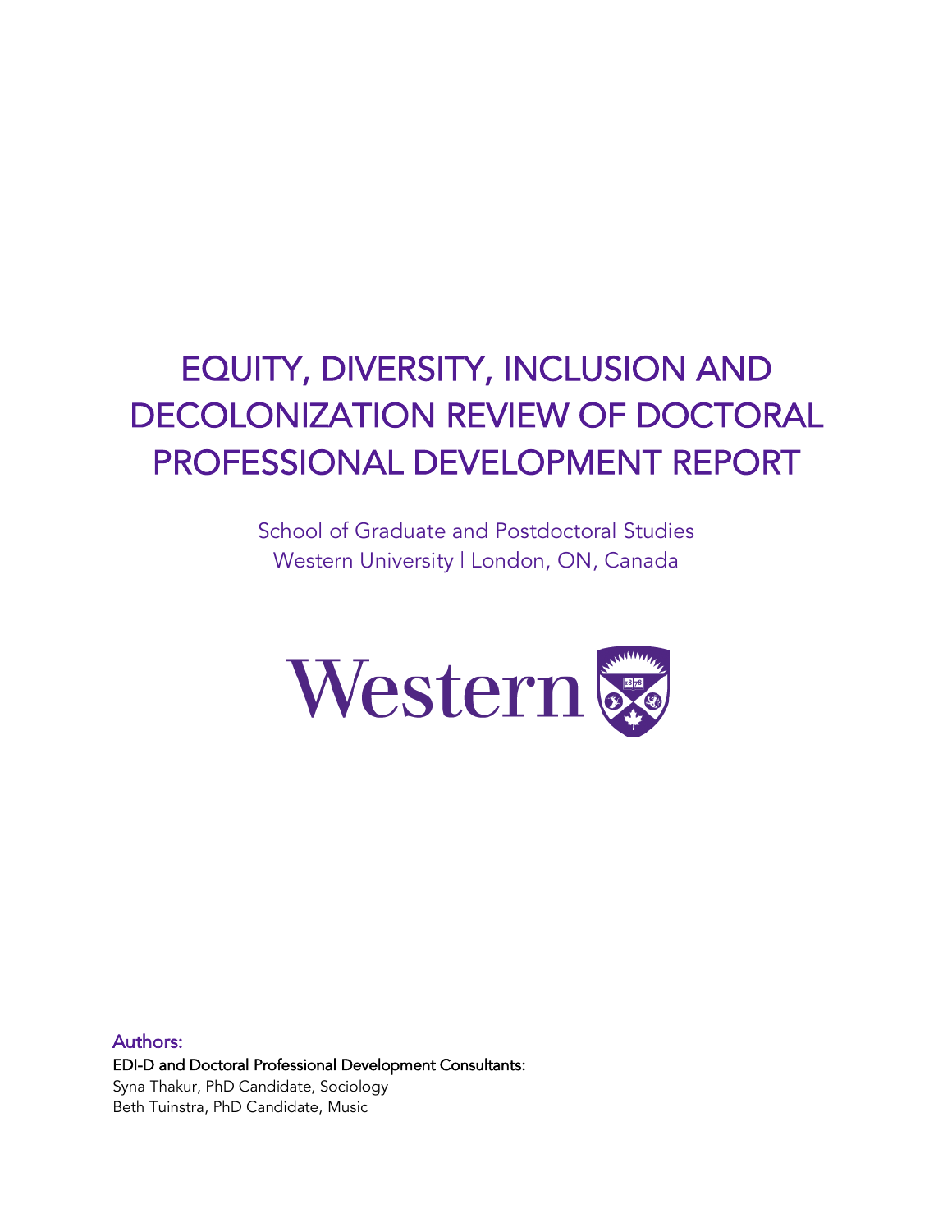# EQUITY, DIVERSITY, INCLUSION AND DECOLONIZATION REVIEW OF DOCTORAL PROFESSIONAL DEVELOPMENT REPORT

School of Graduate and Postdoctoral Studies
Western University | London, ON, Canada

Authors:

EDI-D and Doctoral Professional Development Consultants:

Syna Thakur, PhD Candidate, Sociology
Beth Tuinstra, PhD Candidate, Music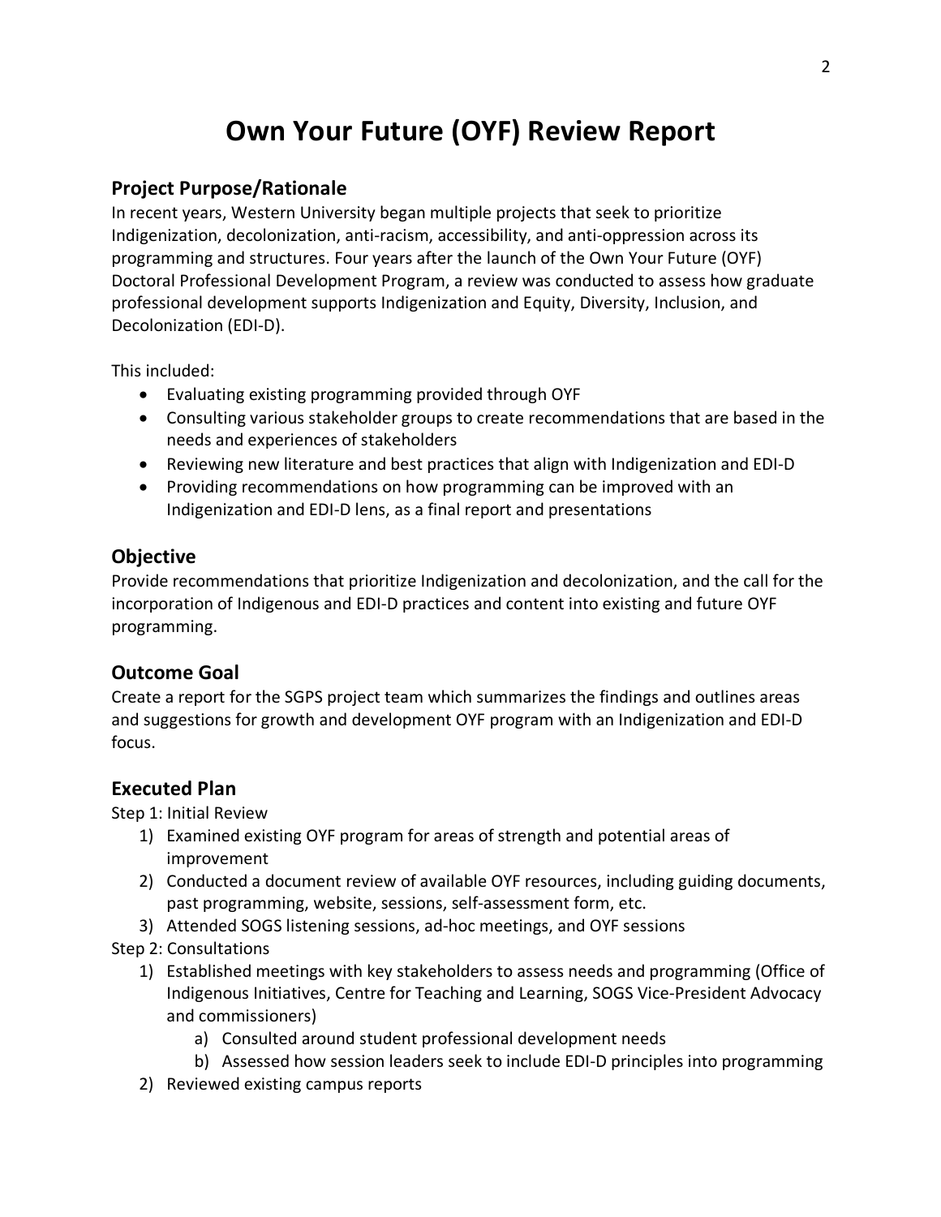# Own Your Future (OYF) Review Report

## Project Purpose/Rationale

In recent years, Western University began multiple projects that seek to prioritize Indigenization, decolonization, anti-racism, accessibility, and anti-oppression across its programming and structures. Four years after the launch of the Own Your Future (OYF) Doctoral Professional Development Program, a review was conducted to assess how graduate professional development supports Indigenization and Equity, Diversity, Inclusion, and Decolonization (EDI-D).

This included:

- Evaluating existing programming provided through OYF
- Consulting various stakeholder groups to create recommendations that are based in the needs and experiences of stakeholders
- Reviewing new literature and best practices that align with Indigenization and EDI-D
- Providing recommendations on how programming can be improved with an Indigenization and EDI-D lens, as a final report and presentations

## Objective

Provide recommendations that prioritize Indigenization and decolonization, and the call for the incorporation of Indigenous and EDI-D practices and content into existing and future OYF programming.

## Outcome Goal

Create a report for the SGPS project team which summarizes the findings and outlines areas and suggestions for growth and development OYF program with an Indigenization and EDI-D focus.

## Executed Plan

Step 1: Initial Review

1) Examined existing OYF program for areas of strength and potential areas of improvement
2) Conducted a document review of available OYF resources, including guiding documents, past programming, website, sessions, self-assessment form, etc.
3) Attended SOGS listening sessions, ad-hoc meetings, and OYF sessions

Step 2: Consultations

1) Established meetings with key stakeholders to assess needs and programming (Office of Indigenous Initiatives, Centre for Teaching and Learning, SOGS Vice-President Advocacy and commissioners)
    a) Consulted around student professional development needs
    b) Assessed how session leaders seek to include EDI-D principles into programming
2) Reviewed existing campus reports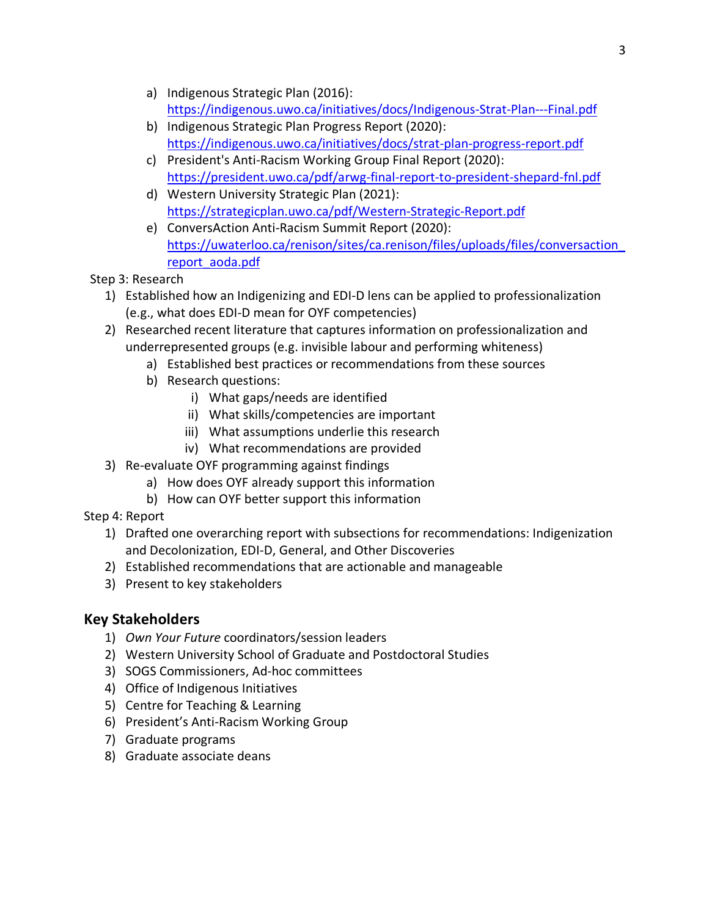a) Indigenous Strategic Plan (2016): https://indigenous.uwo.ca/initiatives/docs/Indigenous-Strat-Plan---Final.pdf
b) Indigenous Strategic Plan Progress Report (2020): https://indigenous.uwo.ca/initiatives/docs/strat-plan-progress-report.pdf
c) President's Anti-Racism Working Group Final Report (2020): https://president.uwo.ca/pdf/arwg-final-report-to-president-shepard-fnl.pdf
d) Western University Strategic Plan (2021): https://strategicplan.uwo.ca/pdf/Western-Strategic-Report.pdf
e) ConversAction Anti-Racism Summit Report (2020): https://uwaterloo.ca/renison/sites/ca.renison/files/uploads/files/conversaction_report_aoda.pdf

Step 3: Research

1) Established how an Indigenizing and EDI-D lens can be applied to professionalization (e.g., what does EDI-D mean for OYF competencies)
2) Researched recent literature that captures information on professionalization and underrepresented groups (e.g. invisible labour and performing whiteness)
   a) Established best practices or recommendations from these sources
   b) Research questions:
      i) What gaps/needs are identified
      ii) What skills/competencies are important
      iii) What assumptions underlie this research
      iv) What recommendations are provided
3) Re-evaluate OYF programming against findings
   a) How does OYF already support this information
   b) How can OYF better support this information

Step 4: Report

1) Drafted one overarching report with subsections for recommendations: Indigenization and Decolonization, EDI-D, General, and Other Discoveries
2) Established recommendations that are actionable and manageable
3) Present to key stakeholders

## Key Stakeholders

1) *Own Your Future* coordinators/session leaders
2) Western University School of Graduate and Postdoctoral Studies
3) SOGS Commissioners, Ad-hoc committees
4) Office of Indigenous Initiatives
5) Centre for Teaching & Learning
6) President's Anti-Racism Working Group
7) Graduate programs
8) Graduate associate deans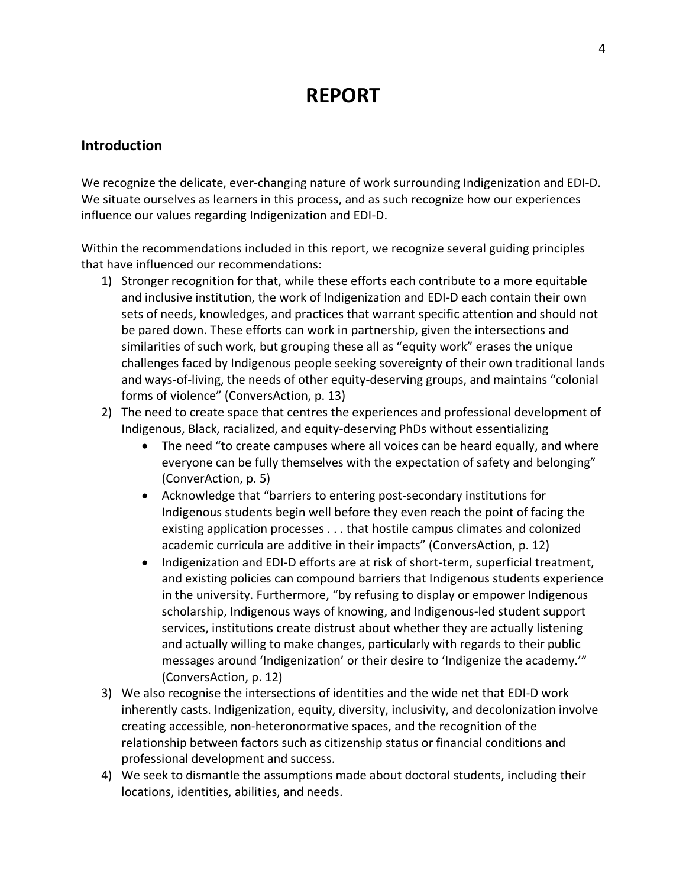# REPORT

## Introduction

We recognize the delicate, ever-changing nature of work surrounding Indigenization and EDI-D. We situate ourselves as learners in this process, and as such recognize how our experiences influence our values regarding Indigenization and EDI-D.

Within the recommendations included in this report, we recognize several guiding principles that have influenced our recommendations:

1) Stronger recognition for that, while these efforts each contribute to a more equitable and inclusive institution, the work of Indigenization and EDI-D each contain their own sets of needs, knowledges, and practices that warrant specific attention and should not be pared down. These efforts can work in partnership, given the intersections and similarities of such work, but grouping these all as "equity work" erases the unique challenges faced by Indigenous people seeking sovereignty of their own traditional lands and ways-of-living, the needs of other equity-deserving groups, and maintains "colonial forms of violence" (ConversAction, p. 13)
2) The need to create space that centres the experiences and professional development of Indigenous, Black, racialized, and equity-deserving PhDs without essentializing
   - The need "to create campuses where all voices can be heard equally, and where everyone can be fully themselves with the expectation of safety and belonging" (ConverAction, p. 5)
   - Acknowledge that "barriers to entering post-secondary institutions for Indigenous students begin well before they even reach the point of facing the existing application processes . . . that hostile campus climates and colonized academic curricula are additive in their impacts" (ConversAction, p. 12)
   - Indigenization and EDI-D efforts are at risk of short-term, superficial treatment, and existing policies can compound barriers that Indigenous students experience in the university. Furthermore, "by refusing to display or empower Indigenous scholarship, Indigenous ways of knowing, and Indigenous-led student support services, institutions create distrust about whether they are actually listening and actually willing to make changes, particularly with regards to their public messages around 'Indigenization' or their desire to 'Indigenize the academy.'" (ConversAction, p. 12)
3) We also recognise the intersections of identities and the wide net that EDI-D work inherently casts. Indigenization, equity, diversity, inclusivity, and decolonization involve creating accessible, non-heteronormative spaces, and the recognition of the relationship between factors such as citizenship status or financial conditions and professional development and success.
4) We seek to dismantle the assumptions made about doctoral students, including their locations, identities, abilities, and needs.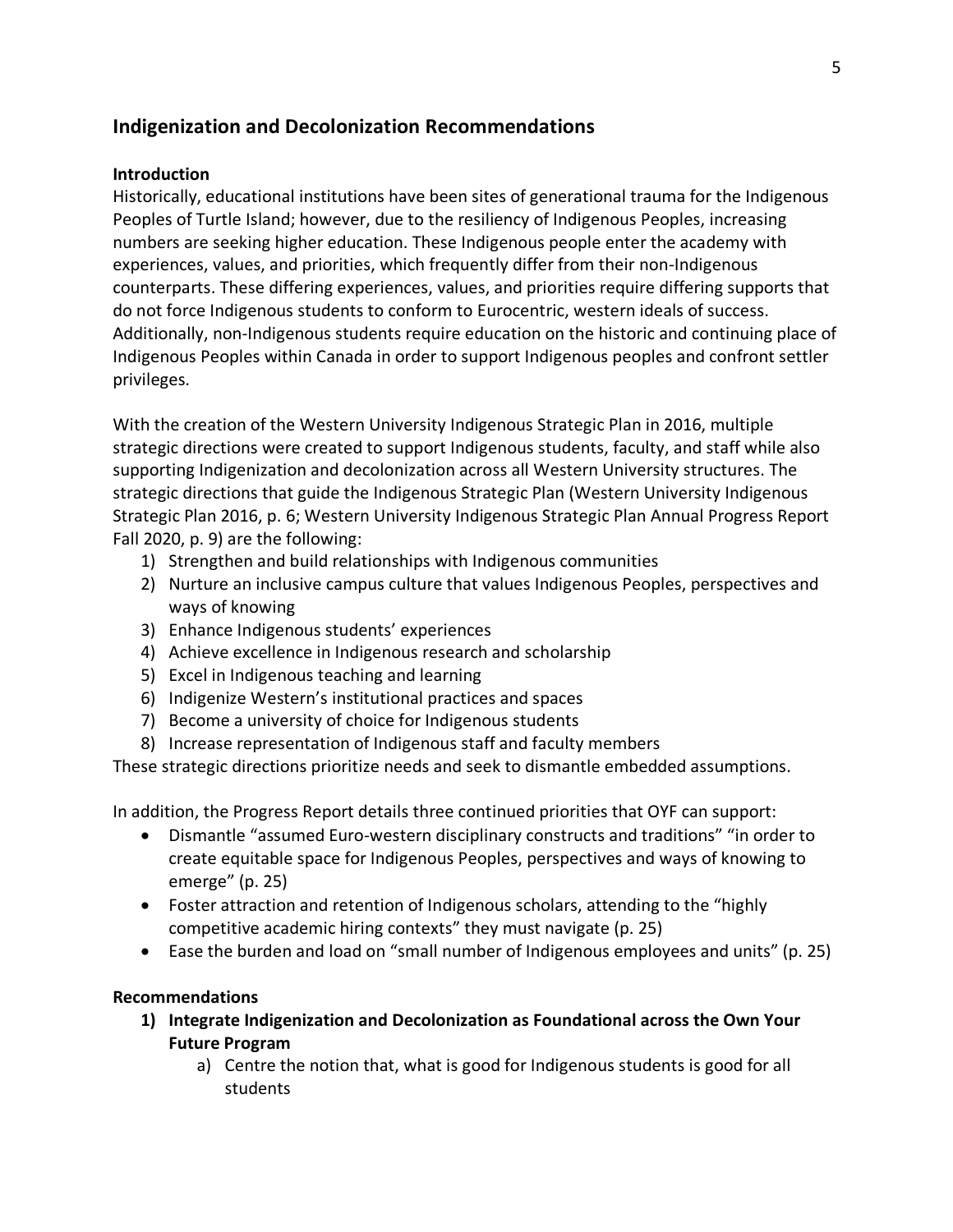## Indigenization and Decolonization Recommendations

### Introduction

Historically, educational institutions have been sites of generational trauma for the Indigenous Peoples of Turtle Island; however, due to the resiliency of Indigenous Peoples, increasing numbers are seeking higher education. These Indigenous people enter the academy with experiences, values, and priorities, which frequently differ from their non-Indigenous counterparts. These differing experiences, values, and priorities require differing supports that do not force Indigenous students to conform to Eurocentric, western ideals of success. Additionally, non-Indigenous students require education on the historic and continuing place of Indigenous Peoples within Canada in order to support Indigenous peoples and confront settler privileges.

With the creation of the Western University Indigenous Strategic Plan in 2016, multiple strategic directions were created to support Indigenous students, faculty, and staff while also supporting Indigenization and decolonization across all Western University structures. The strategic directions that guide the Indigenous Strategic Plan (Western University Indigenous Strategic Plan 2016, p. 6; Western University Indigenous Strategic Plan Annual Progress Report Fall 2020, p. 9) are the following:

1) Strengthen and build relationships with Indigenous communities
2) Nurture an inclusive campus culture that values Indigenous Peoples, perspectives and ways of knowing
3) Enhance Indigenous students' experiences
4) Achieve excellence in Indigenous research and scholarship
5) Excel in Indigenous teaching and learning
6) Indigenize Western's institutional practices and spaces
7) Become a university of choice for Indigenous students
8) Increase representation of Indigenous staff and faculty members

These strategic directions prioritize needs and seek to dismantle embedded assumptions.

In addition, the Progress Report details three continued priorities that OYF can support:

- Dismantle "assumed Euro-western disciplinary constructs and traditions" "in order to create equitable space for Indigenous Peoples, perspectives and ways of knowing to emerge" (p. 25)
- Foster attraction and retention of Indigenous scholars, attending to the "highly competitive academic hiring contexts" they must navigate (p. 25)
- Ease the burden and load on "small number of Indigenous employees and units" (p. 25)

### Recommendations

1) **Integrate Indigenization and Decolonization as Foundational across the Own Your Future Program**
    a) Centre the notion that, what is good for Indigenous students is good for all students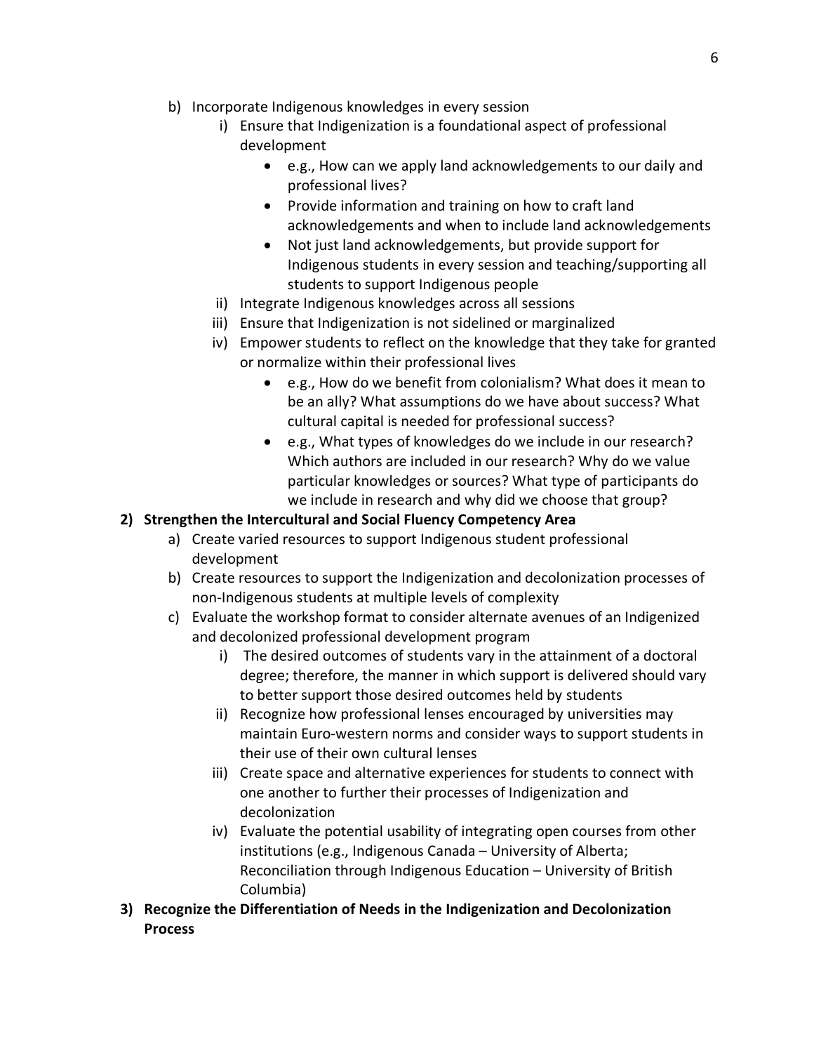b) Incorporate Indigenous knowledges in every session
   i) Ensure that Indigenization is a foundational aspect of professional development
      - e.g., How can we apply land acknowledgements to our daily and professional lives?
      - Provide information and training on how to craft land acknowledgements and when to include land acknowledgements
      - Not just land acknowledgements, but provide support for Indigenous students in every session and teaching/supporting all students to support Indigenous people
   ii) Integrate Indigenous knowledges across all sessions
   iii) Ensure that Indigenization is not sidelined or marginalized
   iv) Empower students to reflect on the knowledge that they take for granted or normalize within their professional lives
      - e.g., How do we benefit from colonialism? What does it mean to be an ally? What assumptions do we have about success? What cultural capital is needed for professional success?
      - e.g., What types of knowledges do we include in our research? Which authors are included in our research? Why do we value particular knowledges or sources? What type of participants do we include in research and why did we choose that group?

**2) Strengthen the Intercultural and Social Fluency Competency Area**

a) Create varied resources to support Indigenous student professional development

b) Create resources to support the Indigenization and decolonization processes of non-Indigenous students at multiple levels of complexity

c) Evaluate the workshop format to consider alternate avenues of an Indigenized and decolonized professional development program
   i) The desired outcomes of students vary in the attainment of a doctoral degree; therefore, the manner in which support is delivered should vary to better support those desired outcomes held by students
   ii) Recognize how professional lenses encouraged by universities may maintain Euro-western norms and consider ways to support students in their use of their own cultural lenses
   iii) Create space and alternative experiences for students to connect with one another to further their processes of Indigenization and decolonization
   iv) Evaluate the potential usability of integrating open courses from other institutions (e.g., Indigenous Canada – University of Alberta; Reconciliation through Indigenous Education – University of British Columbia)

**3) Recognize the Differentiation of Needs in the Indigenization and Decolonization Process**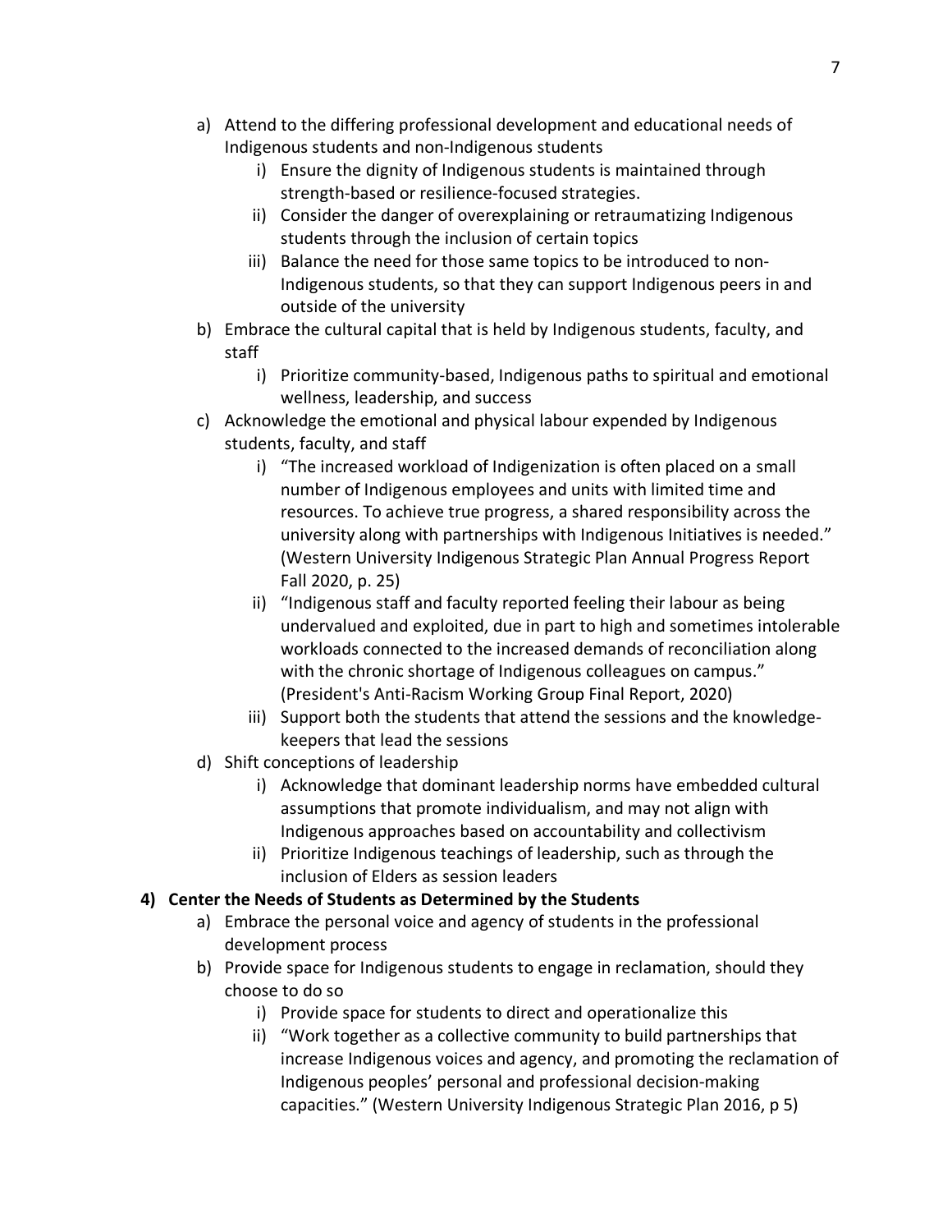a) Attend to the differing professional development and educational needs of Indigenous students and non-Indigenous students
   i) Ensure the dignity of Indigenous students is maintained through strength-based or resilience-focused strategies.
   ii) Consider the danger of overexplaining or retraumatizing Indigenous students through the inclusion of certain topics
   iii) Balance the need for those same topics to be introduced to non-Indigenous students, so that they can support Indigenous peers in and outside of the university
b) Embrace the cultural capital that is held by Indigenous students, faculty, and staff
   i) Prioritize community-based, Indigenous paths to spiritual and emotional wellness, leadership, and success
c) Acknowledge the emotional and physical labour expended by Indigenous students, faculty, and staff
   i) "The increased workload of Indigenization is often placed on a small number of Indigenous employees and units with limited time and resources. To achieve true progress, a shared responsibility across the university along with partnerships with Indigenous Initiatives is needed." (Western University Indigenous Strategic Plan Annual Progress Report Fall 2020, p. 25)
   ii) "Indigenous staff and faculty reported feeling their labour as being undervalued and exploited, due in part to high and sometimes intolerable workloads connected to the increased demands of reconciliation along with the chronic shortage of Indigenous colleagues on campus." (President's Anti-Racism Working Group Final Report, 2020)
   iii) Support both the students that attend the sessions and the knowledge-keepers that lead the sessions
d) Shift conceptions of leadership
   i) Acknowledge that dominant leadership norms have embedded cultural assumptions that promote individualism, and may not align with Indigenous approaches based on accountability and collectivism
   ii) Prioritize Indigenous teachings of leadership, such as through the inclusion of Elders as session leaders

**4) Center the Needs of Students as Determined by the Students**

a) Embrace the personal voice and agency of students in the professional development process
b) Provide space for Indigenous students to engage in reclamation, should they choose to do so
   i) Provide space for students to direct and operationalize this
   ii) "Work together as a collective community to build partnerships that increase Indigenous voices and agency, and promoting the reclamation of Indigenous peoples' personal and professional decision-making capacities." (Western University Indigenous Strategic Plan 2016, p 5)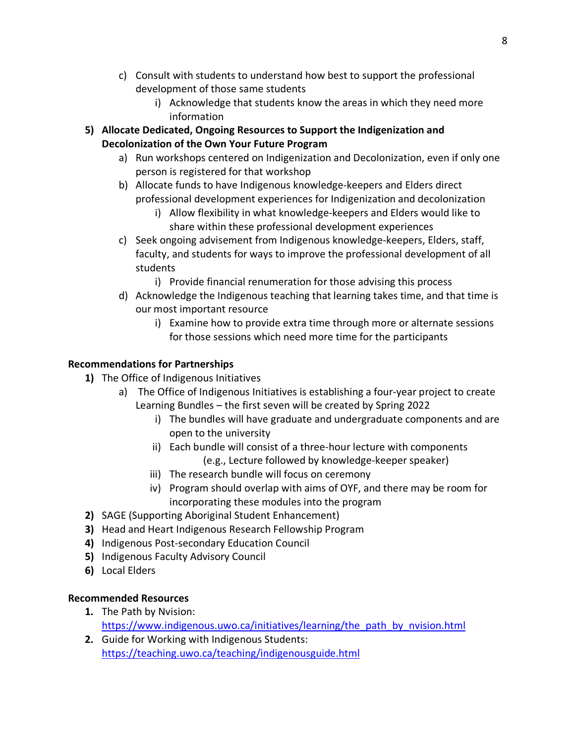c) Consult with students to understand how best to support the professional development of those same students
   i) Acknowledge that students know the areas in which they need more information

**5) Allocate Dedicated, Ongoing Resources to Support the Indigenization and Decolonization of the Own Your Future Program**

a) Run workshops centered on Indigenization and Decolonization, even if only one person is registered for that workshop

b) Allocate funds to have Indigenous knowledge-keepers and Elders direct professional development experiences for Indigenization and decolonization
   i) Allow flexibility in what knowledge-keepers and Elders would like to share within these professional development experiences

c) Seek ongoing advisement from Indigenous knowledge-keepers, Elders, staff, faculty, and students for ways to improve the professional development of all students
   i) Provide financial renumeration for those advising this process

d) Acknowledge the Indigenous teaching that learning takes time, and that time is our most important resource
   i) Examine how to provide extra time through more or alternate sessions for those sessions which need more time for the participants

**Recommendations for Partnerships**

**1)** The Office of Indigenous Initiatives

a) The Office of Indigenous Initiatives is establishing a four-year project to create Learning Bundles – the first seven will be created by Spring 2022
   i) The bundles will have graduate and undergraduate components and are open to the university
   ii) Each bundle will consist of a three-hour lecture with components (e.g., Lecture followed by knowledge-keeper speaker)
   iii) The research bundle will focus on ceremony
   iv) Program should overlap with aims of OYF, and there may be room for incorporating these modules into the program

**2)** SAGE (Supporting Aboriginal Student Enhancement)

**3)** Head and Heart Indigenous Research Fellowship Program

**4)** Indigenous Post-secondary Education Council

**5)** Indigenous Faculty Advisory Council

**6)** Local Elders

**Recommended Resources**

1. The Path by Nvision: https://www.indigenous.uwo.ca/initiatives/learning/the_path_by_nvision.html
2. Guide for Working with Indigenous Students: https://teaching.uwo.ca/teaching/indigenousguide.html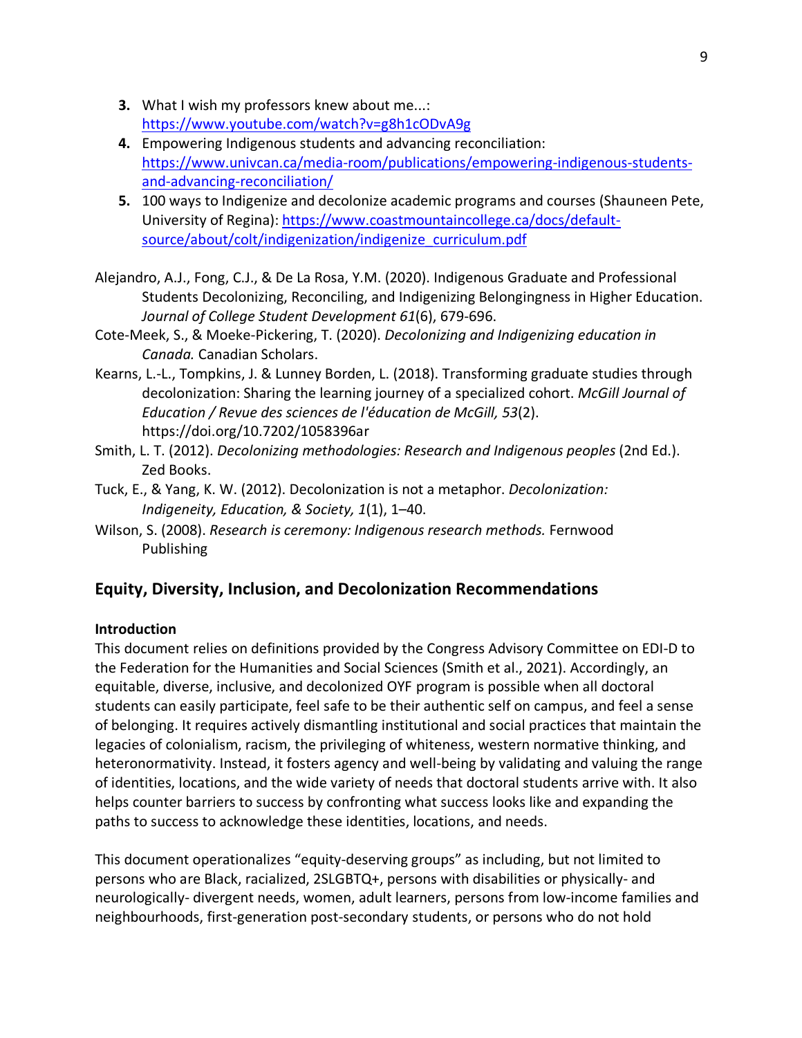3. What I wish my professors knew about me...: https://www.youtube.com/watch?v=g8h1cODvA9g
4. Empowering Indigenous students and advancing reconciliation: https://www.univcan.ca/media-room/publications/empowering-indigenous-students-and-advancing-reconciliation/
5. 100 ways to Indigenize and decolonize academic programs and courses (Shauneen Pete, University of Regina): https://www.coastmountaincollege.ca/docs/default-source/about/colt/indigenization/indigenize_curriculum.pdf

Alejandro, A.J., Fong, C.J., & De La Rosa, Y.M. (2020). Indigenous Graduate and Professional Students Decolonizing, Reconciling, and Indigenizing Belongingness in Higher Education. *Journal of College Student Development 61*(6), 679-696.

Cote-Meek, S., & Moeke-Pickering, T. (2020). *Decolonizing and Indigenizing education in Canada.* Canadian Scholars.

Kearns, L.-L., Tompkins, J. & Lunney Borden, L. (2018). Transforming graduate studies through decolonization: Sharing the learning journey of a specialized cohort. *McGill Journal of Education / Revue des sciences de l'éducation de McGill, 53*(2). https://doi.org/10.7202/1058396ar

Smith, L. T. (2012). *Decolonizing methodologies: Research and Indigenous peoples* (2nd Ed.). Zed Books.

Tuck, E., & Yang, K. W. (2012). Decolonization is not a metaphor. *Decolonization: Indigeneity, Education, & Society, 1*(1), 1–40.

Wilson, S. (2008). *Research is ceremony: Indigenous research methods.* Fernwood Publishing

## Equity, Diversity, Inclusion, and Decolonization Recommendations

### Introduction

This document relies on definitions provided by the Congress Advisory Committee on EDI-D to the Federation for the Humanities and Social Sciences (Smith et al., 2021). Accordingly, an equitable, diverse, inclusive, and decolonized OYF program is possible when all doctoral students can easily participate, feel safe to be their authentic self on campus, and feel a sense of belonging. It requires actively dismantling institutional and social practices that maintain the legacies of colonialism, racism, the privileging of whiteness, western normative thinking, and heteronormativity. Instead, it fosters agency and well-being by validating and valuing the range of identities, locations, and the wide variety of needs that doctoral students arrive with. It also helps counter barriers to success by confronting what success looks like and expanding the paths to success to acknowledge these identities, locations, and needs.

This document operationalizes "equity-deserving groups" as including, but not limited to persons who are Black, racialized, 2SLGBTQ+, persons with disabilities or physically- and neurologically- divergent needs, women, adult learners, persons from low-income families and neighbourhoods, first-generation post-secondary students, or persons who do not hold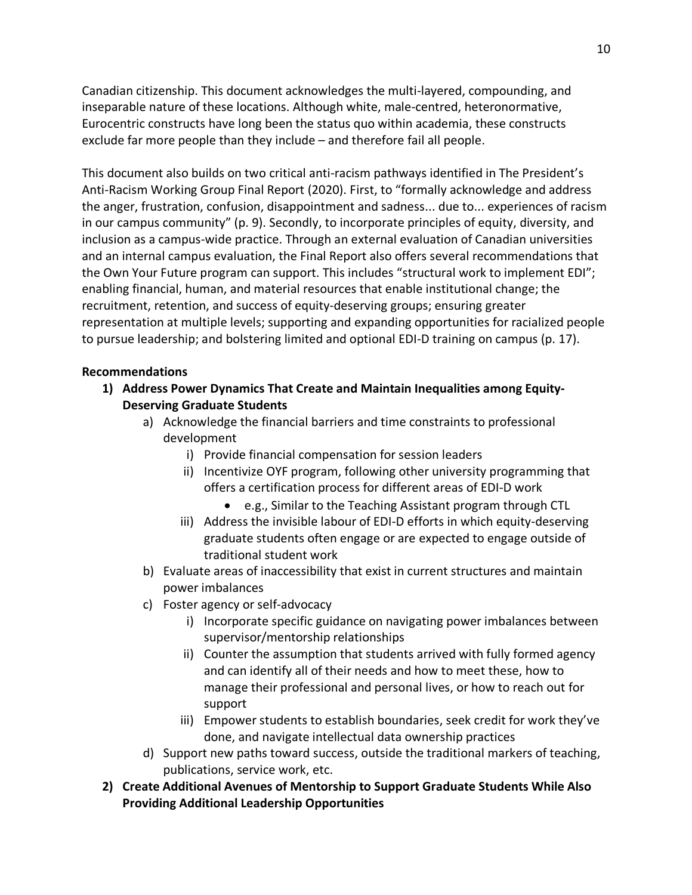Canadian citizenship. This document acknowledges the multi-layered, compounding, and inseparable nature of these locations. Although white, male-centred, heteronormative, Eurocentric constructs have long been the status quo within academia, these constructs exclude far more people than they include – and therefore fail all people.

This document also builds on two critical anti-racism pathways identified in The President's Anti-Racism Working Group Final Report (2020). First, to "formally acknowledge and address the anger, frustration, confusion, disappointment and sadness... due to... experiences of racism in our campus community" (p. 9). Secondly, to incorporate principles of equity, diversity, and inclusion as a campus-wide practice. Through an external evaluation of Canadian universities and an internal campus evaluation, the Final Report also offers several recommendations that the Own Your Future program can support. This includes "structural work to implement EDI"; enabling financial, human, and material resources that enable institutional change; the recruitment, retention, and success of equity-deserving groups; ensuring greater representation at multiple levels; supporting and expanding opportunities for racialized people to pursue leadership; and bolstering limited and optional EDI-D training on campus (p. 17).

**Recommendations**

1) **Address Power Dynamics That Create and Maintain Inequalities among Equity-Deserving Graduate Students**
   a) Acknowledge the financial barriers and time constraints to professional development
      i) Provide financial compensation for session leaders
      ii) Incentivize OYF program, following other university programming that offers a certification process for different areas of EDI-D work
         - e.g., Similar to the Teaching Assistant program through CTL
      iii) Address the invisible labour of EDI-D efforts in which equity-deserving graduate students often engage or are expected to engage outside of traditional student work
   b) Evaluate areas of inaccessibility that exist in current structures and maintain power imbalances
   c) Foster agency or self-advocacy
      i) Incorporate specific guidance on navigating power imbalances between supervisor/mentorship relationships
      ii) Counter the assumption that students arrived with fully formed agency and can identify all of their needs and how to meet these, how to manage their professional and personal lives, or how to reach out for support
      iii) Empower students to establish boundaries, seek credit for work they've done, and navigate intellectual data ownership practices
   d) Support new paths toward success, outside the traditional markers of teaching, publications, service work, etc.
2) **Create Additional Avenues of Mentorship to Support Graduate Students While Also Providing Additional Leadership Opportunities**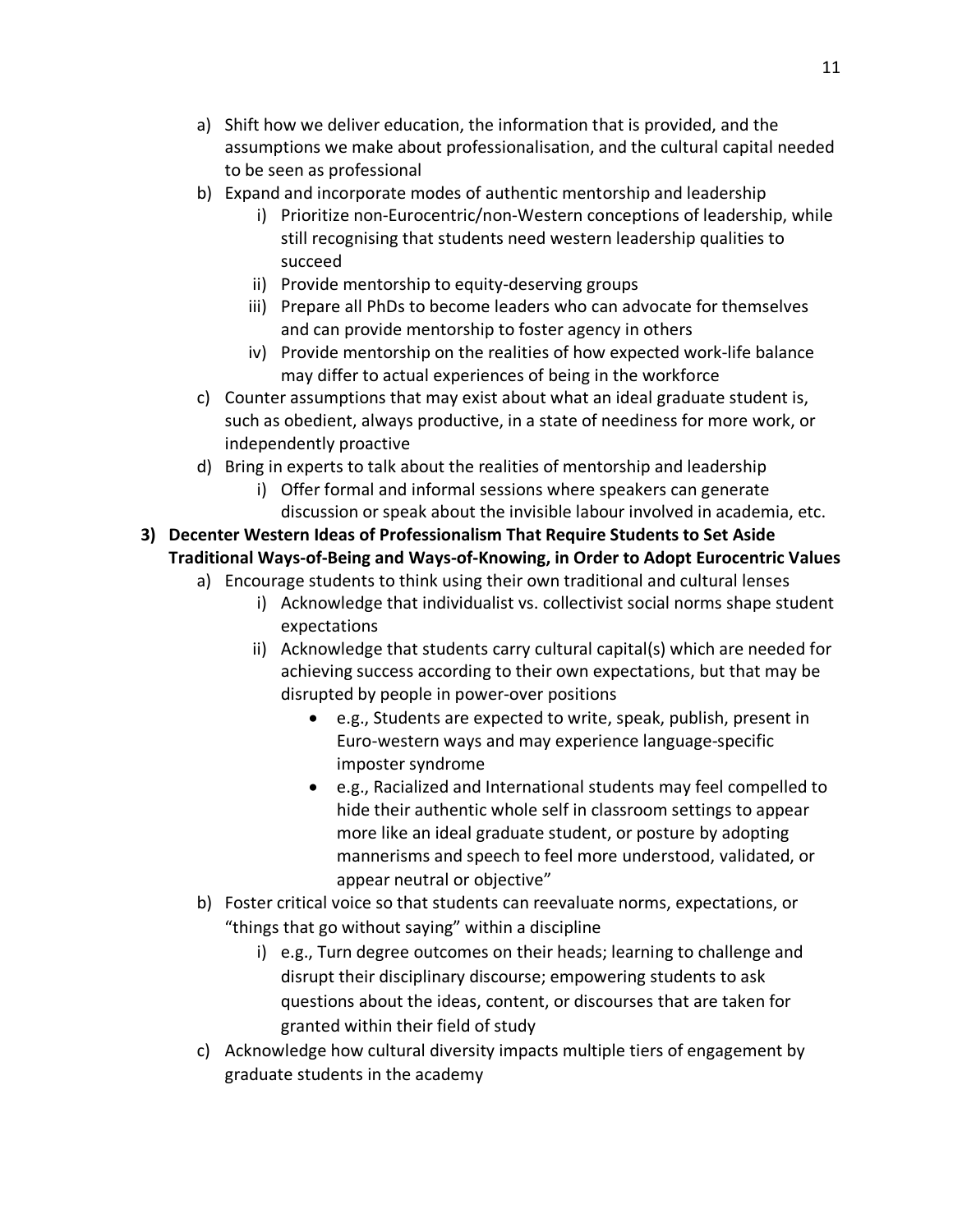a) Shift how we deliver education, the information that is provided, and the assumptions we make about professionalisation, and the cultural capital needed to be seen as professional

b) Expand and incorporate modes of authentic mentorship and leadership
   i) Prioritize non-Eurocentric/non-Western conceptions of leadership, while still recognising that students need western leadership qualities to succeed
   ii) Provide mentorship to equity-deserving groups
   iii) Prepare all PhDs to become leaders who can advocate for themselves and can provide mentorship to foster agency in others
   iv) Provide mentorship on the realities of how expected work-life balance may differ to actual experiences of being in the workforce

c) Counter assumptions that may exist about what an ideal graduate student is, such as obedient, always productive, in a state of neediness for more work, or independently proactive

d) Bring in experts to talk about the realities of mentorship and leadership
   i) Offer formal and informal sessions where speakers can generate discussion or speak about the invisible labour involved in academia, etc.

**3) Decenter Western Ideas of Professionalism That Require Students to Set Aside Traditional Ways-of-Being and Ways-of-Knowing, in Order to Adopt Eurocentric Values**

a) Encourage students to think using their own traditional and cultural lenses
   i) Acknowledge that individualist vs. collectivist social norms shape student expectations
   ii) Acknowledge that students carry cultural capital(s) which are needed for achieving success according to their own expectations, but that may be disrupted by people in power-over positions
      - e.g., Students are expected to write, speak, publish, present in Euro-western ways and may experience language-specific imposter syndrome
      - e.g., Racialized and International students may feel compelled to hide their authentic whole self in classroom settings to appear more like an ideal graduate student, or posture by adopting mannerisms and speech to feel more understood, validated, or appear neutral or objective"

b) Foster critical voice so that students can reevaluate norms, expectations, or "things that go without saying" within a discipline
   i) e.g., Turn degree outcomes on their heads; learning to challenge and disrupt their disciplinary discourse; empowering students to ask questions about the ideas, content, or discourses that are taken for granted within their field of study

c) Acknowledge how cultural diversity impacts multiple tiers of engagement by graduate students in the academy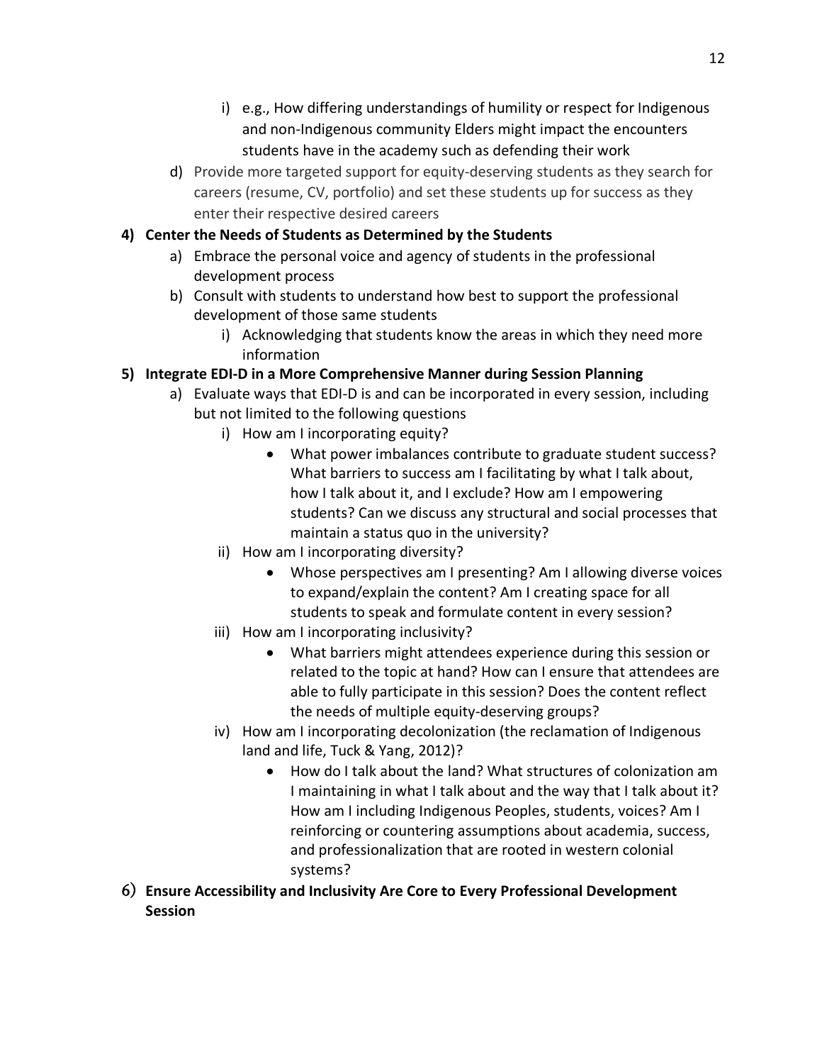i) e.g., How differing understandings of humility or respect for Indigenous and non-Indigenous community Elders might impact the encounters students have in the academy such as defending their work

d) Provide more targeted support for equity-deserving students as they search for careers (resume, CV, portfolio) and set these students up for success as they enter their respective desired careers

**4) Center the Needs of Students as Determined by the Students**

a) Embrace the personal voice and agency of students in the professional development process

b) Consult with students to understand how best to support the professional development of those same students

i) Acknowledging that students know the areas in which they need more information

**5) Integrate EDI-D in a More Comprehensive Manner during Session Planning**

a) Evaluate ways that EDI-D is and can be incorporated in every session, including but not limited to the following questions

i) How am I incorporating equity?

- What power imbalances contribute to graduate student success? What barriers to success am I facilitating by what I talk about, how I talk about it, and I exclude? How am I empowering students? Can we discuss any structural and social processes that maintain a status quo in the university?

ii) How am I incorporating diversity?

- Whose perspectives am I presenting? Am I allowing diverse voices to expand/explain the content? Am I creating space for all students to speak and formulate content in every session?

iii) How am I incorporating inclusivity?

- What barriers might attendees experience during this session or related to the topic at hand? How can I ensure that attendees are able to fully participate in this session? Does the content reflect the needs of multiple equity-deserving groups?

iv) How am I incorporating decolonization (the reclamation of Indigenous land and life, Tuck & Yang, 2012)?

- How do I talk about the land? What structures of colonization am I maintaining in what I talk about and the way that I talk about it? How am I including Indigenous Peoples, students, voices? Am I reinforcing or countering assumptions about academia, success, and professionalization that are rooted in western colonial systems?

**6) Ensure Accessibility and Inclusivity Are Core to Every Professional Development Session**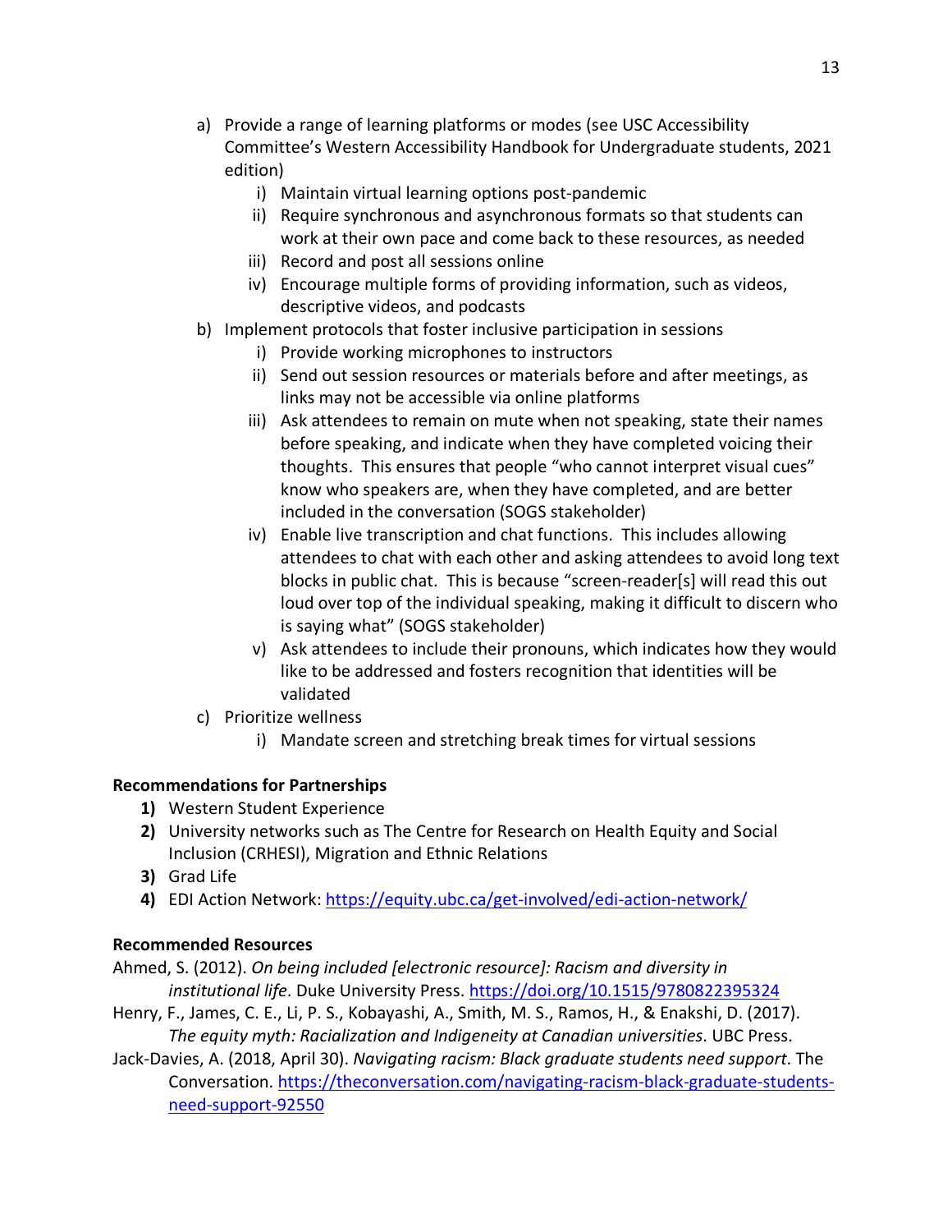a) Provide a range of learning platforms or modes (see USC Accessibility Committee's Western Accessibility Handbook for Undergraduate students, 2021 edition)
    i) Maintain virtual learning options post-pandemic
    ii) Require synchronous and asynchronous formats so that students can work at their own pace and come back to these resources, as needed
    iii) Record and post all sessions online
    iv) Encourage multiple forms of providing information, such as videos, descriptive videos, and podcasts
b) Implement protocols that foster inclusive participation in sessions
    i) Provide working microphones to instructors
    ii) Send out session resources or materials before and after meetings, as links may not be accessible via online platforms
    iii) Ask attendees to remain on mute when not speaking, state their names before speaking, and indicate when they have completed voicing their thoughts. This ensures that people "who cannot interpret visual cues" know who speakers are, when they have completed, and are better included in the conversation (SOGS stakeholder)
    iv) Enable live transcription and chat functions. This includes allowing attendees to chat with each other and asking attendees to avoid long text blocks in public chat. This is because "screen-reader[s] will read this out loud over top of the individual speaking, making it difficult to discern who is saying what" (SOGS stakeholder)
    v) Ask attendees to include their pronouns, which indicates how they would like to be addressed and fosters recognition that identities will be validated
c) Prioritize wellness
    i) Mandate screen and stretching break times for virtual sessions

**Recommendations for Partnerships**

1) Western Student Experience
2) University networks such as The Centre for Research on Health Equity and Social Inclusion (CRHESI), Migration and Ethnic Relations
3) Grad Life
4) EDI Action Network: https://equity.ubc.ca/get-involved/edi-action-network/

**Recommended Resources**

Ahmed, S. (2012). *On being included [electronic resource]: Racism and diversity in institutional life*. Duke University Press. https://doi.org/10.1515/9780822395324

Henry, F., James, C. E., Li, P. S., Kobayashi, A., Smith, M. S., Ramos, H., & Enakshi, D. (2017). *The equity myth: Racialization and Indigeneity at Canadian universities*. UBC Press.

Jack-Davies, A. (2018, April 30). *Navigating racism: Black graduate students need support*. The Conversation. https://theconversation.com/navigating-racism-black-graduate-students-need-support-92550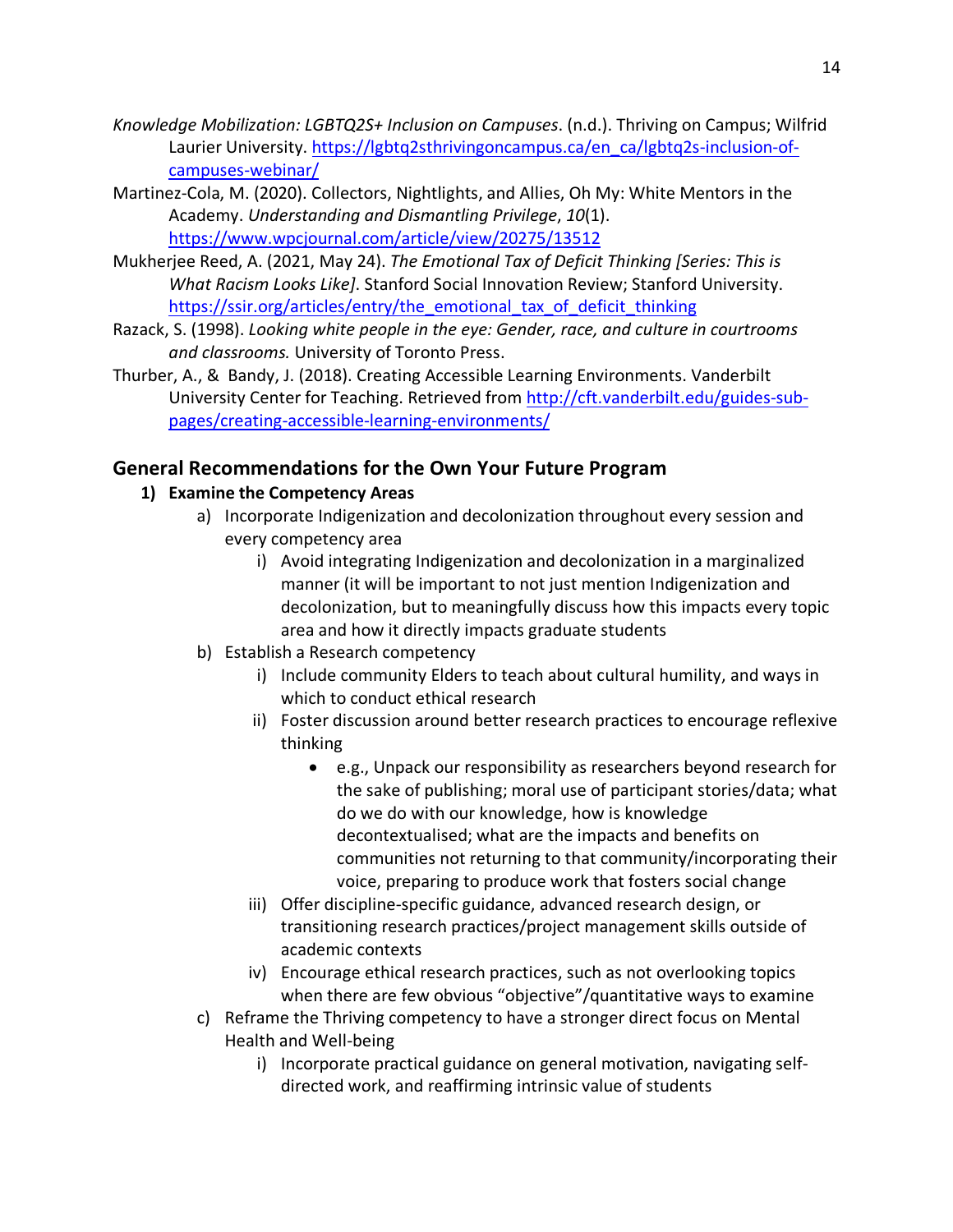*Knowledge Mobilization: LGBTQ2S+ Inclusion on Campuses*. (n.d.). Thriving on Campus; Wilfrid Laurier University. https://lgbtq2sthrivingoncampus.ca/en_ca/lgbtq2s-inclusion-of-campuses-webinar/

Martinez-Cola, M. (2020). Collectors, Nightlights, and Allies, Oh My: White Mentors in the Academy. *Understanding and Dismantling Privilege*, *10*(1). https://www.wpcjournal.com/article/view/20275/13512

Mukherjee Reed, A. (2021, May 24). *The Emotional Tax of Deficit Thinking [Series: This is What Racism Looks Like]*. Stanford Social Innovation Review; Stanford University. https://ssir.org/articles/entry/the_emotional_tax_of_deficit_thinking

Razack, S. (1998). *Looking white people in the eye: Gender, race, and culture in courtrooms and classrooms.* University of Toronto Press.

Thurber, A., & Bandy, J. (2018). Creating Accessible Learning Environments. Vanderbilt University Center for Teaching. Retrieved from http://cft.vanderbilt.edu/guides-sub-pages/creating-accessible-learning-environments/

## General Recommendations for the Own Your Future Program

1) **Examine the Competency Areas**
   a) Incorporate Indigenization and decolonization throughout every session and every competency area
      i) Avoid integrating Indigenization and decolonization in a marginalized manner (it will be important to not just mention Indigenization and decolonization, but to meaningfully discuss how this impacts every topic area and how it directly impacts graduate students
   b) Establish a Research competency
      i) Include community Elders to teach about cultural humility, and ways in which to conduct ethical research
      ii) Foster discussion around better research practices to encourage reflexive thinking
         - e.g., Unpack our responsibility as researchers beyond research for the sake of publishing; moral use of participant stories/data; what do we do with our knowledge, how is knowledge decontextualised; what are the impacts and benefits on communities not returning to that community/incorporating their voice, preparing to produce work that fosters social change
      iii) Offer discipline-specific guidance, advanced research design, or transitioning research practices/project management skills outside of academic contexts
      iv) Encourage ethical research practices, such as not overlooking topics when there are few obvious "objective"/quantitative ways to examine
   c) Reframe the Thriving competency to have a stronger direct focus on Mental Health and Well-being
      i) Incorporate practical guidance on general motivation, navigating self-directed work, and reaffirming intrinsic value of students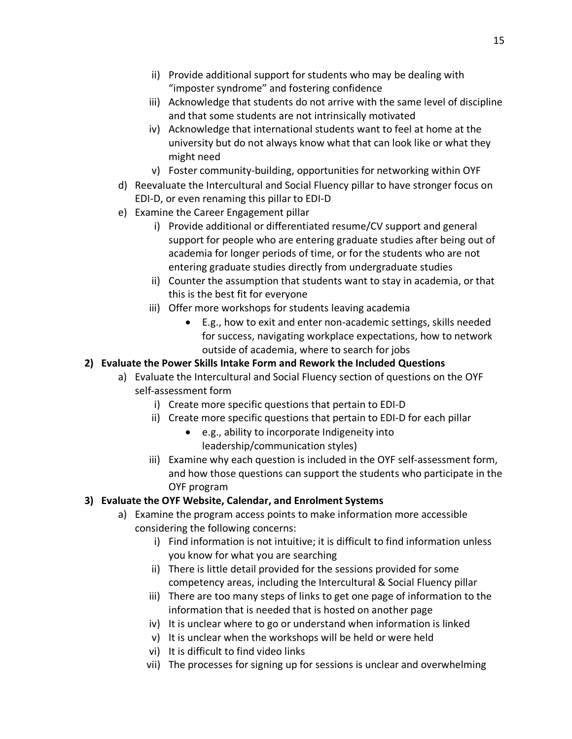ii) Provide additional support for students who may be dealing with "imposter syndrome" and fostering confidence

iii) Acknowledge that students do not arrive with the same level of discipline and that some students are not intrinsically motivated

iv) Acknowledge that international students want to feel at home at the university but do not always know what that can look like or what they might need

v) Foster community-building, opportunities for networking within OYF

d) Reevaluate the Intercultural and Social Fluency pillar to have stronger focus on EDI-D, or even renaming this pillar to EDI-D

e) Examine the Career Engagement pillar

   i) Provide additional or differentiated resume/CV support and general support for people who are entering graduate studies after being out of academia for longer periods of time, or for the students who are not entering graduate studies directly from undergraduate studies

   ii) Counter the assumption that students want to stay in academia, or that this is the best fit for everyone

   iii) Offer more workshops for students leaving academia

   - E.g., how to exit and enter non-academic settings, skills needed for success, navigating workplace expectations, how to network outside of academia, where to search for jobs

**2) Evaluate the Power Skills Intake Form and Rework the Included Questions**

a) Evaluate the Intercultural and Social Fluency section of questions on the OYF self-assessment form

   i) Create more specific questions that pertain to EDI-D

   ii) Create more specific questions that pertain to EDI-D for each pillar

   - e.g., ability to incorporate Indigeneity into leadership/communication styles)

   iii) Examine why each question is included in the OYF self-assessment form, and how those questions can support the students who participate in the OYF program

**3) Evaluate the OYF Website, Calendar, and Enrolment Systems**

a) Examine the program access points to make information more accessible considering the following concerns:

   i) Find information is not intuitive; it is difficult to find information unless you know for what you are searching

   ii) There is little detail provided for the sessions provided for some competency areas, including the Intercultural & Social Fluency pillar

   iii) There are too many steps of links to get one page of information to the information that is needed that is hosted on another page

   iv) It is unclear where to go or understand when information is linked

   v) It is unclear when the workshops will be held or were held

   vi) It is difficult to find video links

   vii) The processes for signing up for sessions is unclear and overwhelming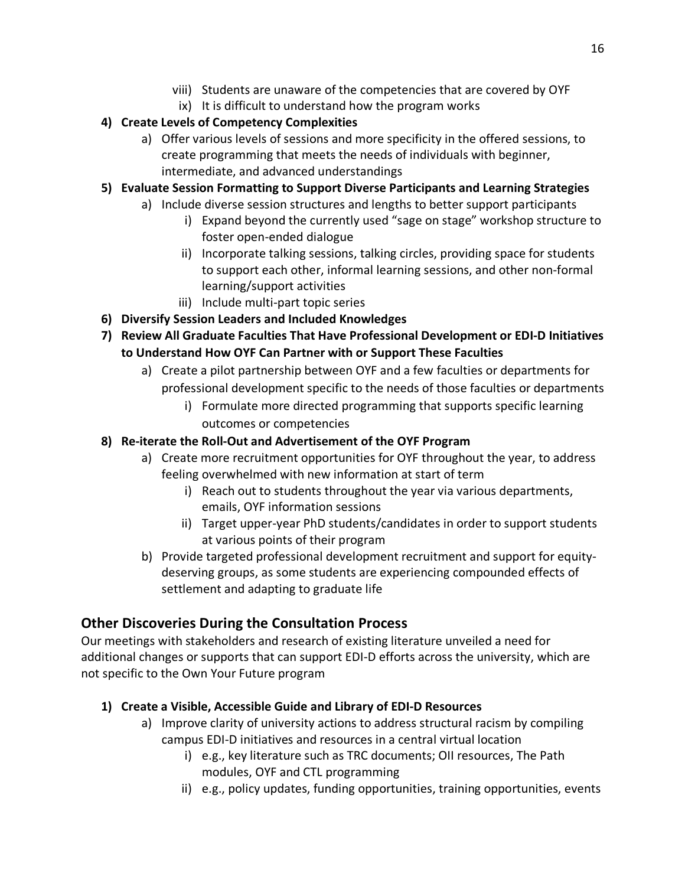viii) Students are unaware of the competencies that are covered by OYF

ix) It is difficult to understand how the program works

**4) Create Levels of Competency Complexities**

a) Offer various levels of sessions and more specificity in the offered sessions, to create programming that meets the needs of individuals with beginner, intermediate, and advanced understandings

**5) Evaluate Session Formatting to Support Diverse Participants and Learning Strategies**

a) Include diverse session structures and lengths to better support participants

i) Expand beyond the currently used "sage on stage" workshop structure to foster open-ended dialogue

ii) Incorporate talking sessions, talking circles, providing space for students to support each other, informal learning sessions, and other non-formal learning/support activities

iii) Include multi-part topic series

**6) Diversify Session Leaders and Included Knowledges**

**7) Review All Graduate Faculties That Have Professional Development or EDI-D Initiatives to Understand How OYF Can Partner with or Support These Faculties**

a) Create a pilot partnership between OYF and a few faculties or departments for professional development specific to the needs of those faculties or departments

i) Formulate more directed programming that supports specific learning outcomes or competencies

**8) Re-iterate the Roll-Out and Advertisement of the OYF Program**

a) Create more recruitment opportunities for OYF throughout the year, to address feeling overwhelmed with new information at start of term

i) Reach out to students throughout the year via various departments, emails, OYF information sessions

ii) Target upper-year PhD students/candidates in order to support students at various points of their program

b) Provide targeted professional development recruitment and support for equity-deserving groups, as some students are experiencing compounded effects of settlement and adapting to graduate life

## Other Discoveries During the Consultation Process

Our meetings with stakeholders and research of existing literature unveiled a need for additional changes or supports that can support EDI-D efforts across the university, which are not specific to the Own Your Future program

**1) Create a Visible, Accessible Guide and Library of EDI-D Resources**

a) Improve clarity of university actions to address structural racism by compiling campus EDI-D initiatives and resources in a central virtual location

i) e.g., key literature such as TRC documents; OII resources, The Path modules, OYF and CTL programming

ii) e.g., policy updates, funding opportunities, training opportunities, events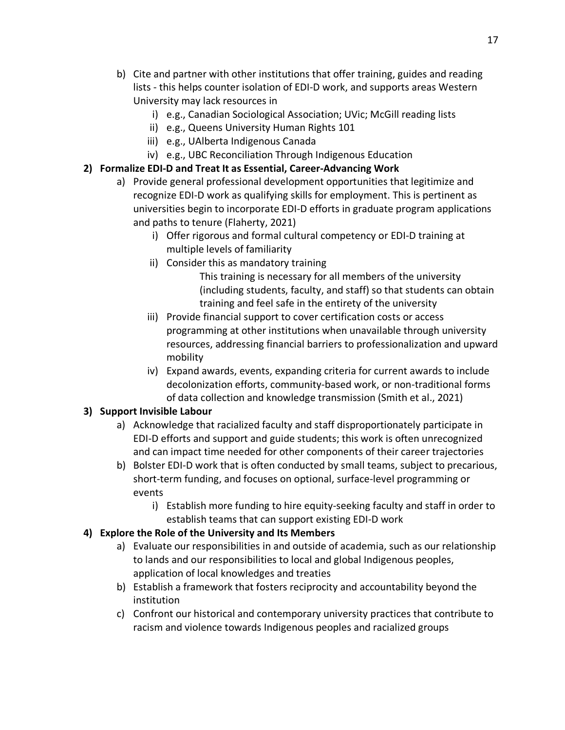b) Cite and partner with other institutions that offer training, guides and reading lists - this helps counter isolation of EDI-D work, and supports areas Western University may lack resources in
   i) e.g., Canadian Sociological Association; UVic; McGill reading lists
   ii) e.g., Queens University Human Rights 101
   iii) e.g., UAlberta Indigenous Canada
   iv) e.g., UBC Reconciliation Through Indigenous Education

**2) Formalize EDI-D and Treat It as Essential, Career-Advancing Work**

a) Provide general professional development opportunities that legitimize and recognize EDI-D work as qualifying skills for employment. This is pertinent as universities begin to incorporate EDI-D efforts in graduate program applications and paths to tenure (Flaherty, 2021)
   i) Offer rigorous and formal cultural competency or EDI-D training at multiple levels of familiarity
   ii) Consider this as mandatory training

      This training is necessary for all members of the university (including students, faculty, and staff) so that students can obtain training and feel safe in the entirety of the university
   iii) Provide financial support to cover certification costs or access programming at other institutions when unavailable through university resources, addressing financial barriers to professionalization and upward mobility
   iv) Expand awards, events, expanding criteria for current awards to include decolonization efforts, community-based work, or non-traditional forms of data collection and knowledge transmission (Smith et al., 2021)

**3) Support Invisible Labour**

a) Acknowledge that racialized faculty and staff disproportionately participate in EDI-D efforts and support and guide students; this work is often unrecognized and can impact time needed for other components of their career trajectories
b) Bolster EDI-D work that is often conducted by small teams, subject to precarious, short-term funding, and focuses on optional, surface-level programming or events
   i) Establish more funding to hire equity-seeking faculty and staff in order to establish teams that can support existing EDI-D work

**4) Explore the Role of the University and Its Members**

a) Evaluate our responsibilities in and outside of academia, such as our relationship to lands and our responsibilities to local and global Indigenous peoples, application of local knowledges and treaties
b) Establish a framework that fosters reciprocity and accountability beyond the institution
c) Confront our historical and contemporary university practices that contribute to racism and violence towards Indigenous peoples and racialized groups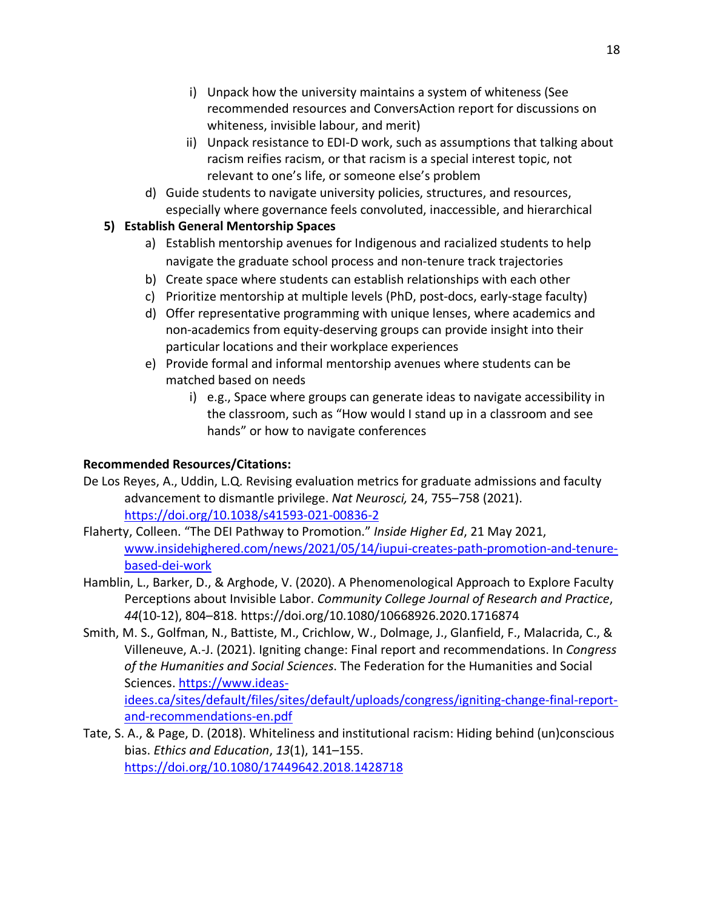i) Unpack how the university maintains a system of whiteness (See recommended resources and ConversAction report for discussions on whiteness, invisible labour, and merit)
   ii) Unpack resistance to EDI-D work, such as assumptions that talking about racism reifies racism, or that racism is a special interest topic, not relevant to one's life, or someone else's problem

d) Guide students to navigate university policies, structures, and resources, especially where governance feels convoluted, inaccessible, and hierarchical

**5) Establish General Mentorship Spaces**

a) Establish mentorship avenues for Indigenous and racialized students to help navigate the graduate school process and non-tenure track trajectories
b) Create space where students can establish relationships with each other
c) Prioritize mentorship at multiple levels (PhD, post-docs, early-stage faculty)
d) Offer representative programming with unique lenses, where academics and non-academics from equity-deserving groups can provide insight into their particular locations and their workplace experiences
e) Provide formal and informal mentorship avenues where students can be matched based on needs
   i) e.g., Space where groups can generate ideas to navigate accessibility in the classroom, such as "How would I stand up in a classroom and see hands" or how to navigate conferences

**Recommended Resources/Citations:**

De Los Reyes, A., Uddin, L.Q. Revising evaluation metrics for graduate admissions and faculty advancement to dismantle privilege. *Nat Neurosci,* 24, 755–758 (2021). https://doi.org/10.1038/s41593-021-00836-2

Flaherty, Colleen. "The DEI Pathway to Promotion." *Inside Higher Ed*, 21 May 2021, www.insidehighered.com/news/2021/05/14/iupui-creates-path-promotion-and-tenure-based-dei-work

Hamblin, L., Barker, D., & Arghode, V. (2020). A Phenomenological Approach to Explore Faculty Perceptions about Invisible Labor. *Community College Journal of Research and Practice*, *44*(10-12), 804–818. https://doi.org/10.1080/10668926.2020.1716874

Smith, M. S., Golfman, N., Battiste, M., Crichlow, W., Dolmage, J., Glanfield, F., Malacrida, C., & Villeneuve, A.-J. (2021). Igniting change: Final report and recommendations. In *Congress of the Humanities and Social Sciences*. The Federation for the Humanities and Social Sciences. https://www.ideas-idees.ca/sites/default/files/sites/default/uploads/congress/igniting-change-final-report-and-recommendations-en.pdf

Tate, S. A., & Page, D. (2018). Whiteliness and institutional racism: Hiding behind (un)conscious bias. *Ethics and Education*, *13*(1), 141–155. https://doi.org/10.1080/17449642.2018.1428718